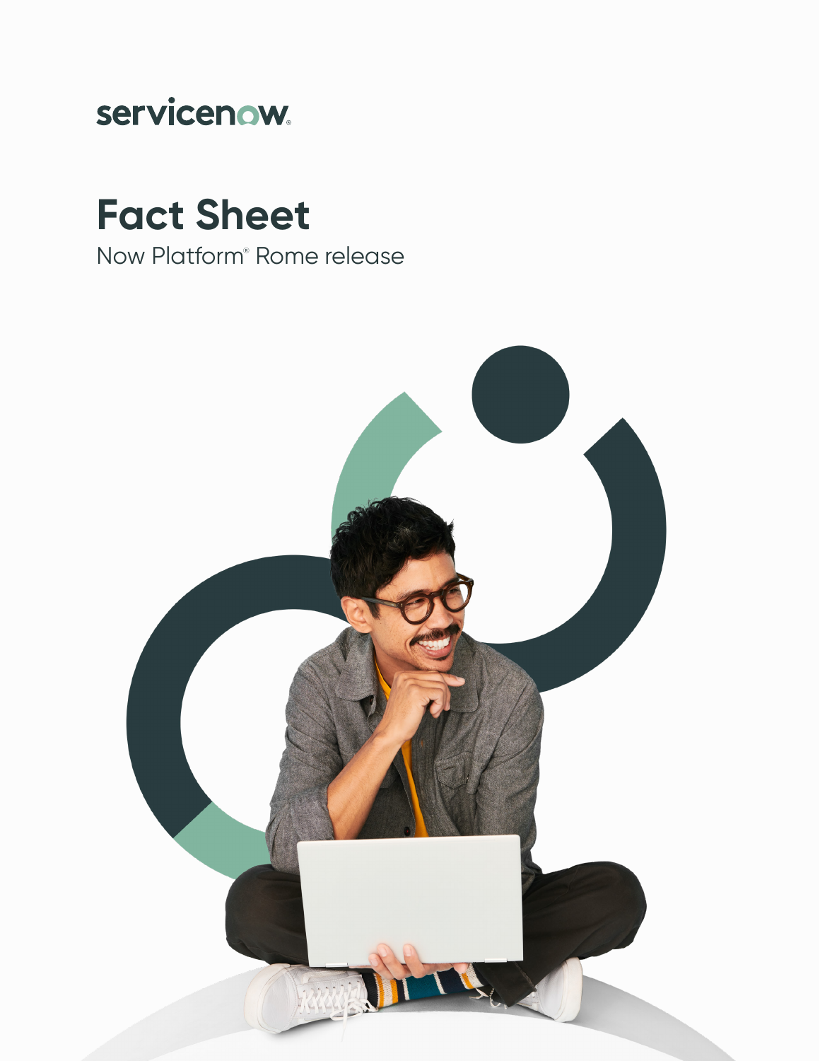servicenow

# Fact Sheet

Now Platform® Rome release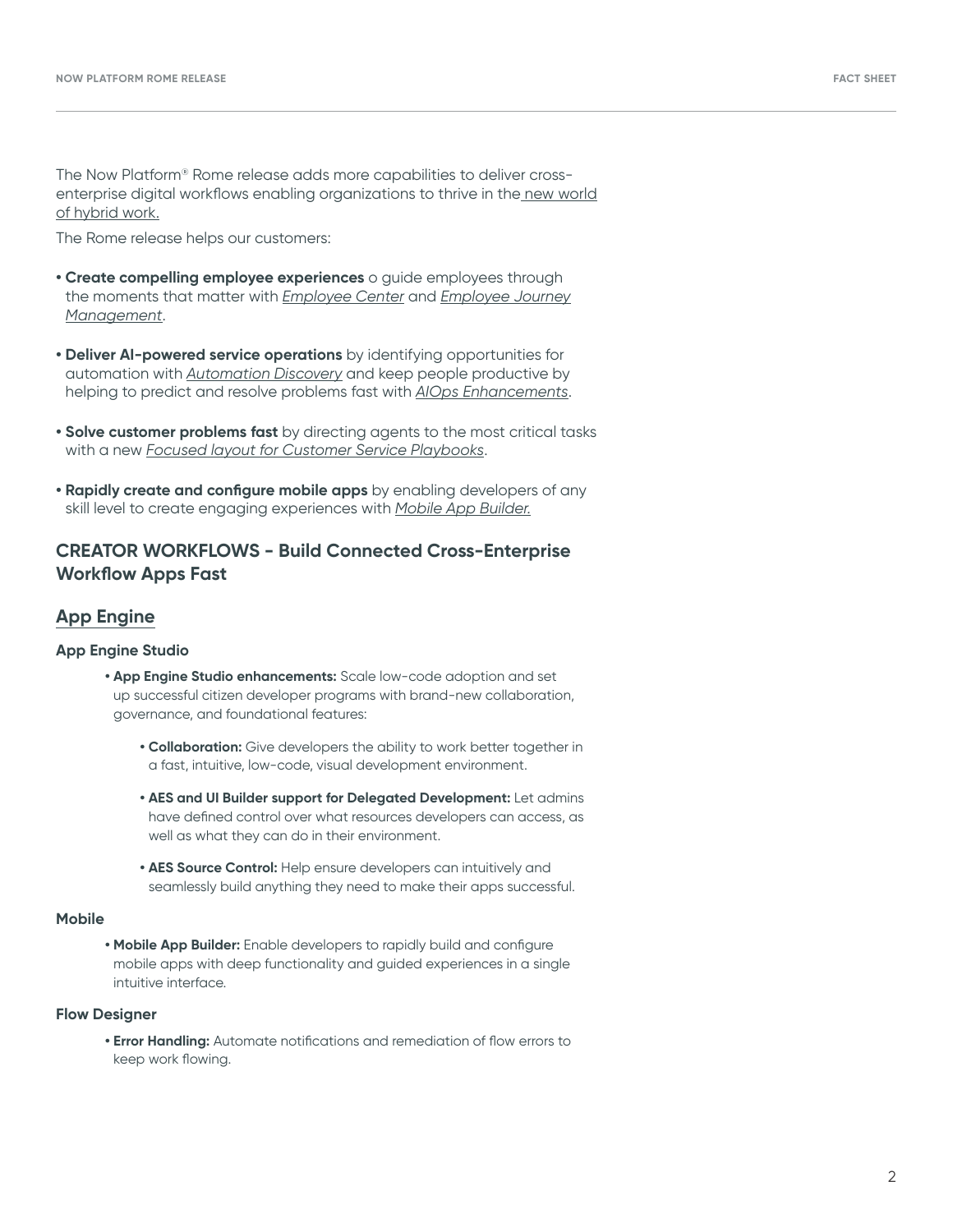The Now Platform® Rome release adds more capabilities to deliver cross-enterprise digital workflows enabling organizations to thrive in the new world of hybrid work.

The Rome release helps our customers:

- **Create compelling employee experiences** o guide employees through the moments that matter with *Employee Center* and *Employee Journey Management*.
- **Deliver AI-powered service operations** by identifying opportunities for automation with *Automation Discovery* and keep people productive by helping to predict and resolve problems fast with *AIOps Enhancements*.
- **Solve customer problems fast** by directing agents to the most critical tasks with a new *Focused layout for Customer Service Playbooks*.
- **Rapidly create and configure mobile apps** by enabling developers of any skill level to create engaging experiences with *Mobile App Builder.*

## CREATOR WORKFLOWS - Build Connected Cross-Enterprise Workflow Apps Fast

### App Engine

#### App Engine Studio

- **App Engine Studio enhancements:** Scale low-code adoption and set up successful citizen developer programs with brand-new collaboration, governance, and foundational features:
  - **Collaboration:** Give developers the ability to work better together in a fast, intuitive, low-code, visual development environment.
  - **AES and UI Builder support for Delegated Development:** Let admins have defined control over what resources developers can access, as well as what they can do in their environment.
  - **AES Source Control:** Help ensure developers can intuitively and seamlessly build anything they need to make their apps successful.

#### Mobile

- **Mobile App Builder:** Enable developers to rapidly build and configure mobile apps with deep functionality and guided experiences in a single intuitive interface.

#### Flow Designer

- **Error Handling:** Automate notifications and remediation of flow errors to keep work flowing.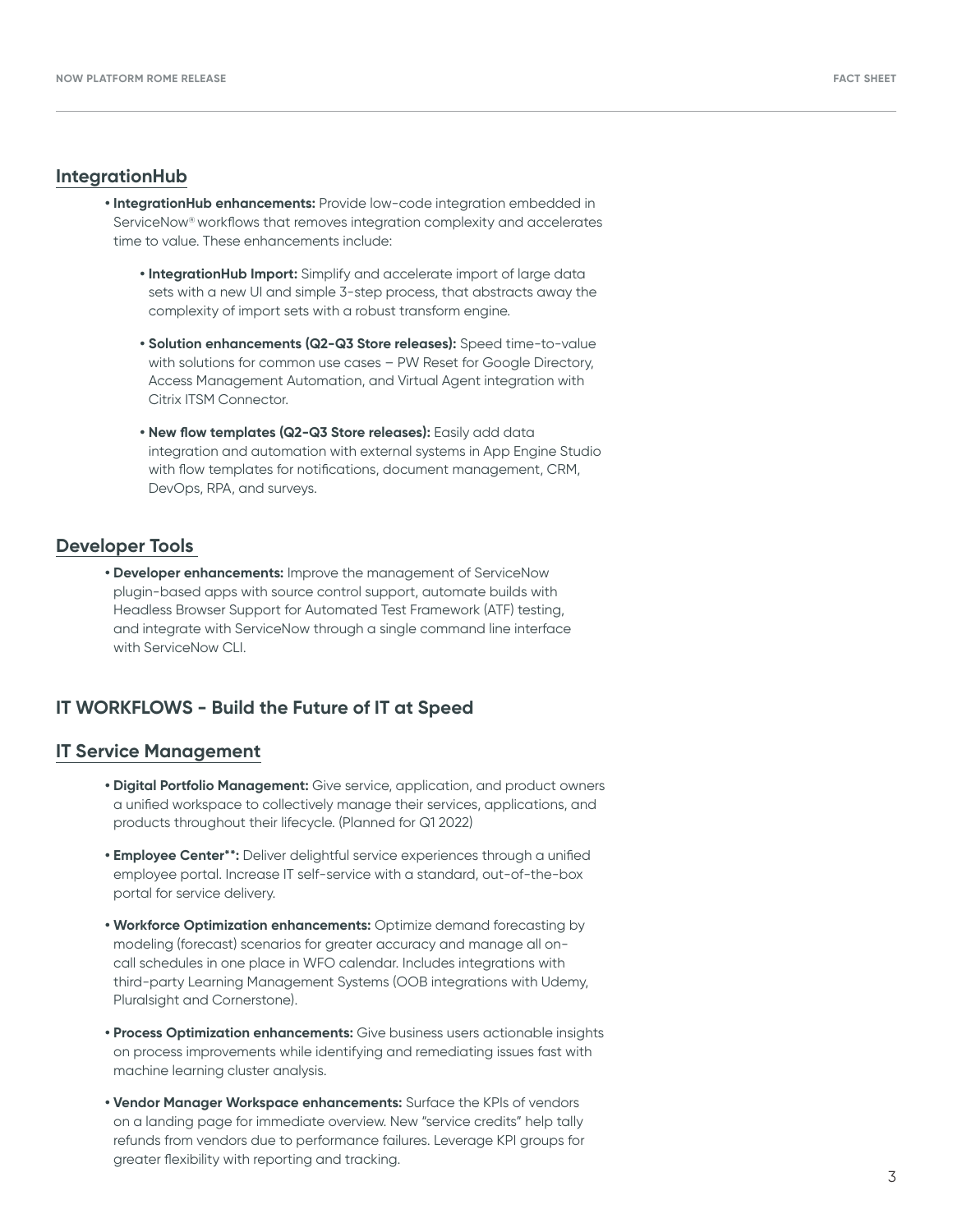## IntegrationHub

- **IntegrationHub enhancements:** Provide low-code integration embedded in ServiceNow® workflows that removes integration complexity and accelerates time to value. These enhancements include:
  - **IntegrationHub Import:** Simplify and accelerate import of large data sets with a new UI and simple 3-step process, that abstracts away the complexity of import sets with a robust transform engine.
  - **Solution enhancements (Q2-Q3 Store releases):** Speed time-to-value with solutions for common use cases – PW Reset for Google Directory, Access Management Automation, and Virtual Agent integration with Citrix ITSM Connector.
  - **New flow templates (Q2-Q3 Store releases):** Easily add data integration and automation with external systems in App Engine Studio with flow templates for notifications, document management, CRM, DevOps, RPA, and surveys.

## Developer Tools

- **Developer enhancements:** Improve the management of ServiceNow plugin-based apps with source control support, automate builds with Headless Browser Support for Automated Test Framework (ATF) testing, and integrate with ServiceNow through a single command line interface with ServiceNow CLI.

# IT WORKFLOWS - Build the Future of IT at Speed

## IT Service Management

- **Digital Portfolio Management:** Give service, application, and product owners a unified workspace to collectively manage their services, applications, and products throughout their lifecycle. (Planned for Q1 2022)
- **Employee Center**:** Deliver delightful service experiences through a unified employee portal. Increase IT self-service with a standard, out-of-the-box portal for service delivery.
- **Workforce Optimization enhancements:** Optimize demand forecasting by modeling (forecast) scenarios for greater accuracy and manage all on-call schedules in one place in WFO calendar. Includes integrations with third-party Learning Management Systems (OOB integrations with Udemy, Pluralsight and Cornerstone).
- **Process Optimization enhancements:** Give business users actionable insights on process improvements while identifying and remediating issues fast with machine learning cluster analysis.
- **Vendor Manager Workspace enhancements:** Surface the KPIs of vendors on a landing page for immediate overview. New "service credits" help tally refunds from vendors due to performance failures. Leverage KPI groups for greater flexibility with reporting and tracking.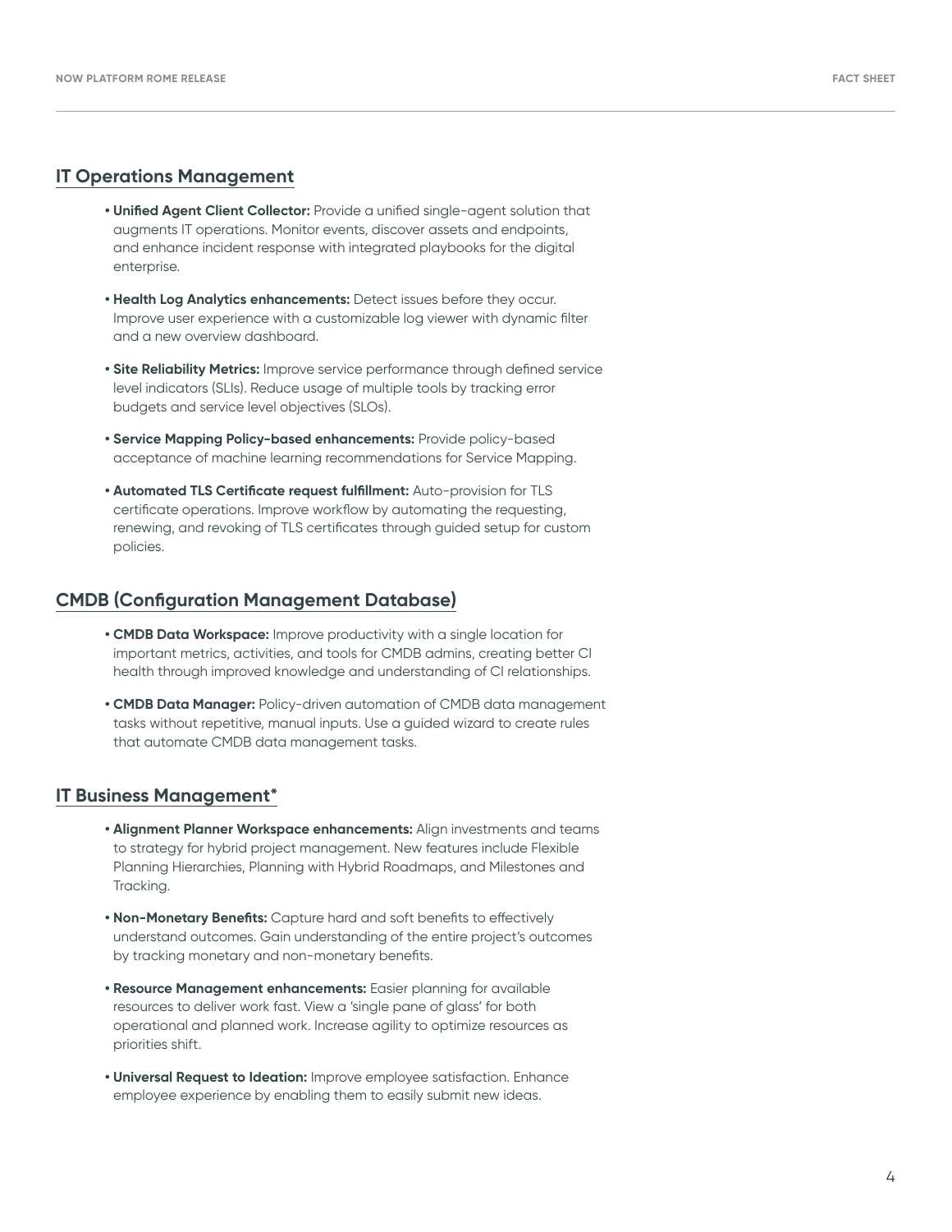## IT Operations Management

- **Unified Agent Client Collector:** Provide a unified single-agent solution that augments IT operations. Monitor events, discover assets and endpoints, and enhance incident response with integrated playbooks for the digital enterprise.
- **Health Log Analytics enhancements:** Detect issues before they occur. Improve user experience with a customizable log viewer with dynamic filter and a new overview dashboard.
- **Site Reliability Metrics:** Improve service performance through defined service level indicators (SLIs). Reduce usage of multiple tools by tracking error budgets and service level objectives (SLOs).
- **Service Mapping Policy-based enhancements:** Provide policy-based acceptance of machine learning recommendations for Service Mapping.
- **Automated TLS Certificate request fulfillment:** Auto-provision for TLS certificate operations. Improve workflow by automating the requesting, renewing, and revoking of TLS certificates through guided setup for custom policies.

## CMDB (Configuration Management Database)

- **CMDB Data Workspace:** Improve productivity with a single location for important metrics, activities, and tools for CMDB admins, creating better CI health through improved knowledge and understanding of CI relationships.
- **CMDB Data Manager:** Policy-driven automation of CMDB data management tasks without repetitive, manual inputs. Use a guided wizard to create rules that automate CMDB data management tasks.

## IT Business Management*

- **Alignment Planner Workspace enhancements:** Align investments and teams to strategy for hybrid project management. New features include Flexible Planning Hierarchies, Planning with Hybrid Roadmaps, and Milestones and Tracking.
- **Non-Monetary Benefits:** Capture hard and soft benefits to effectively understand outcomes. Gain understanding of the entire project's outcomes by tracking monetary and non-monetary benefits.
- **Resource Management enhancements:** Easier planning for available resources to deliver work fast. View a 'single pane of glass' for both operational and planned work. Increase agility to optimize resources as priorities shift.
- **Universal Request to Ideation:** Improve employee satisfaction. Enhance employee experience by enabling them to easily submit new ideas.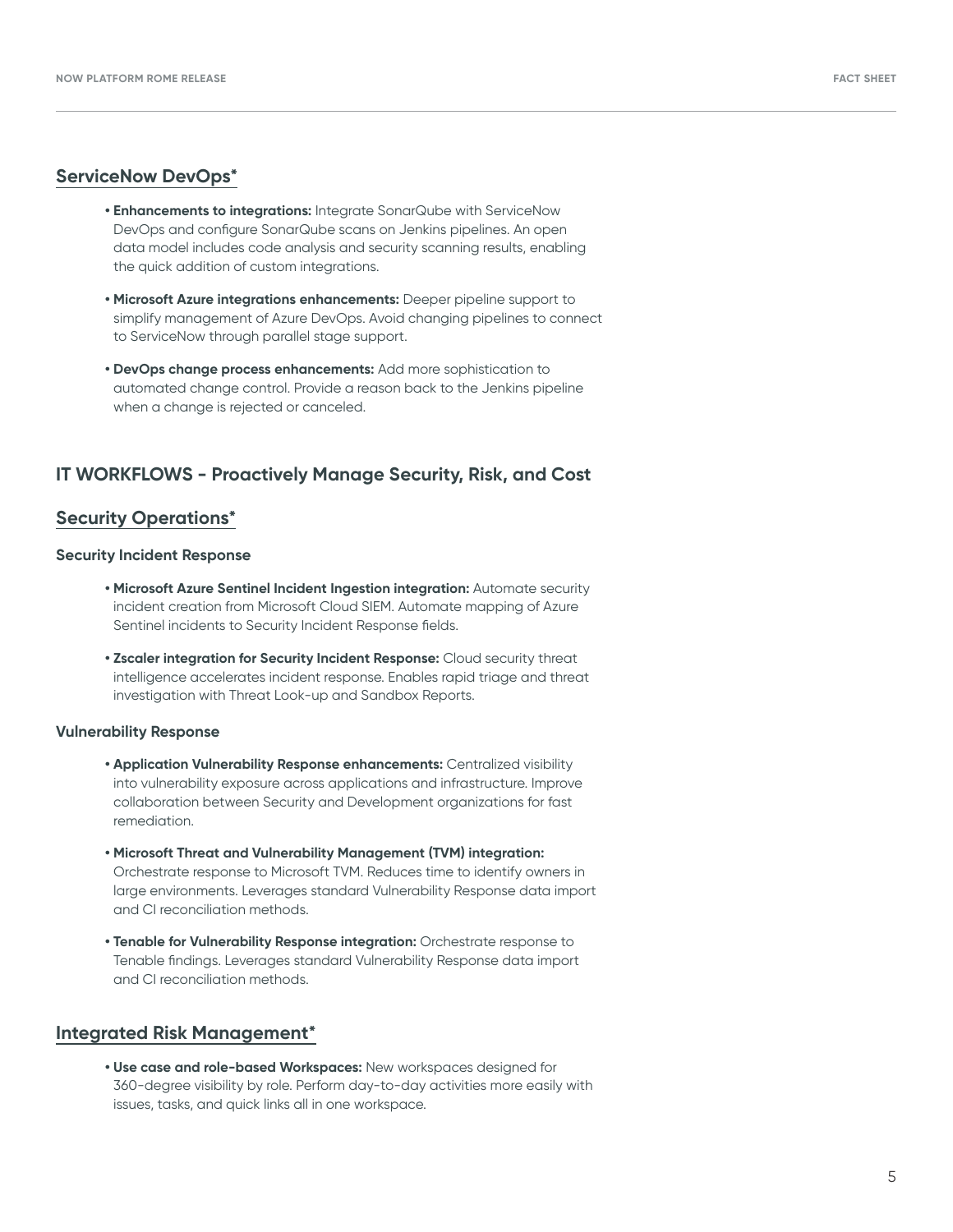## ServiceNow DevOps*

- **Enhancements to integrations:** Integrate SonarQube with ServiceNow DevOps and configure SonarQube scans on Jenkins pipelines. An open data model includes code analysis and security scanning results, enabling the quick addition of custom integrations.
- **Microsoft Azure integrations enhancements:** Deeper pipeline support to simplify management of Azure DevOps. Avoid changing pipelines to connect to ServiceNow through parallel stage support.
- **DevOps change process enhancements:** Add more sophistication to automated change control. Provide a reason back to the Jenkins pipeline when a change is rejected or canceled.

# IT WORKFLOWS - Proactively Manage Security, Risk, and Cost

## Security Operations*

### Security Incident Response

- **Microsoft Azure Sentinel Incident Ingestion integration:** Automate security incident creation from Microsoft Cloud SIEM. Automate mapping of Azure Sentinel incidents to Security Incident Response fields.
- **Zscaler integration for Security Incident Response:** Cloud security threat intelligence accelerates incident response. Enables rapid triage and threat investigation with Threat Look-up and Sandbox Reports.

### Vulnerability Response

- **Application Vulnerability Response enhancements:** Centralized visibility into vulnerability exposure across applications and infrastructure. Improve collaboration between Security and Development organizations for fast remediation.
- **Microsoft Threat and Vulnerability Management (TVM) integration:** Orchestrate response to Microsoft TVM. Reduces time to identify owners in large environments. Leverages standard Vulnerability Response data import and CI reconciliation methods.
- **Tenable for Vulnerability Response integration:** Orchestrate response to Tenable findings. Leverages standard Vulnerability Response data import and CI reconciliation methods.

## Integrated Risk Management*

- **Use case and role-based Workspaces:** New workspaces designed for 360-degree visibility by role. Perform day-to-day activities more easily with issues, tasks, and quick links all in one workspace.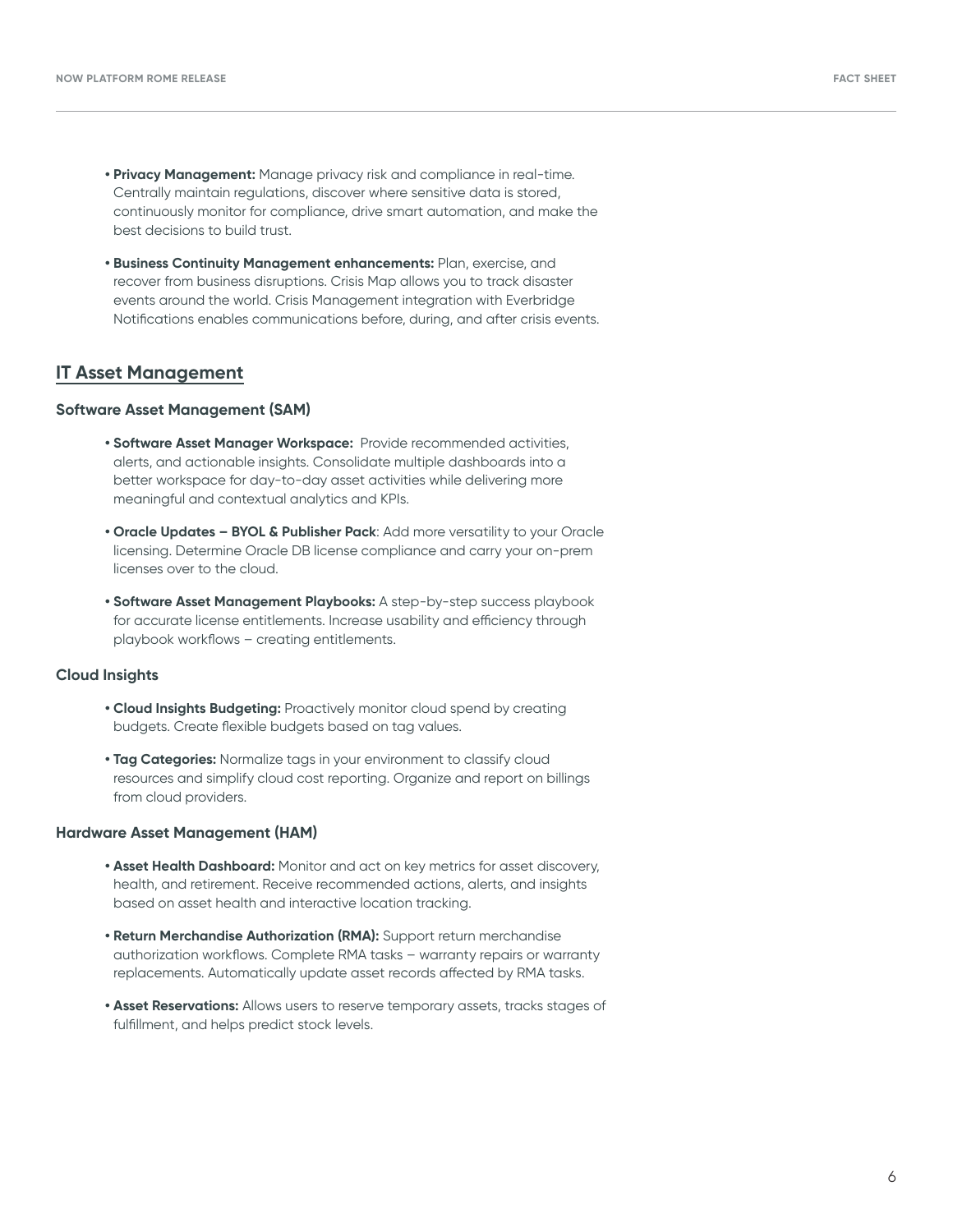- **Privacy Management:** Manage privacy risk and compliance in real-time. Centrally maintain regulations, discover where sensitive data is stored, continuously monitor for compliance, drive smart automation, and make the best decisions to build trust.
- **Business Continuity Management enhancements:** Plan, exercise, and recover from business disruptions. Crisis Map allows you to track disaster events around the world. Crisis Management integration with Everbridge Notifications enables communications before, during, and after crisis events.

## IT Asset Management

### Software Asset Management (SAM)

- **Software Asset Manager Workspace:** Provide recommended activities, alerts, and actionable insights. Consolidate multiple dashboards into a better workspace for day-to-day asset activities while delivering more meaningful and contextual analytics and KPIs.
- **Oracle Updates – BYOL & Publisher Pack**: Add more versatility to your Oracle licensing. Determine Oracle DB license compliance and carry your on-prem licenses over to the cloud.
- **Software Asset Management Playbooks:** A step-by-step success playbook for accurate license entitlements. Increase usability and efficiency through playbook workflows – creating entitlements.

### Cloud Insights

- **Cloud Insights Budgeting:** Proactively monitor cloud spend by creating budgets. Create flexible budgets based on tag values.
- **Tag Categories:** Normalize tags in your environment to classify cloud resources and simplify cloud cost reporting. Organize and report on billings from cloud providers.

### Hardware Asset Management (HAM)

- **Asset Health Dashboard:** Monitor and act on key metrics for asset discovery, health, and retirement. Receive recommended actions, alerts, and insights based on asset health and interactive location tracking.
- **Return Merchandise Authorization (RMA):** Support return merchandise authorization workflows. Complete RMA tasks – warranty repairs or warranty replacements. Automatically update asset records affected by RMA tasks.
- **Asset Reservations:** Allows users to reserve temporary assets, tracks stages of fulfillment, and helps predict stock levels.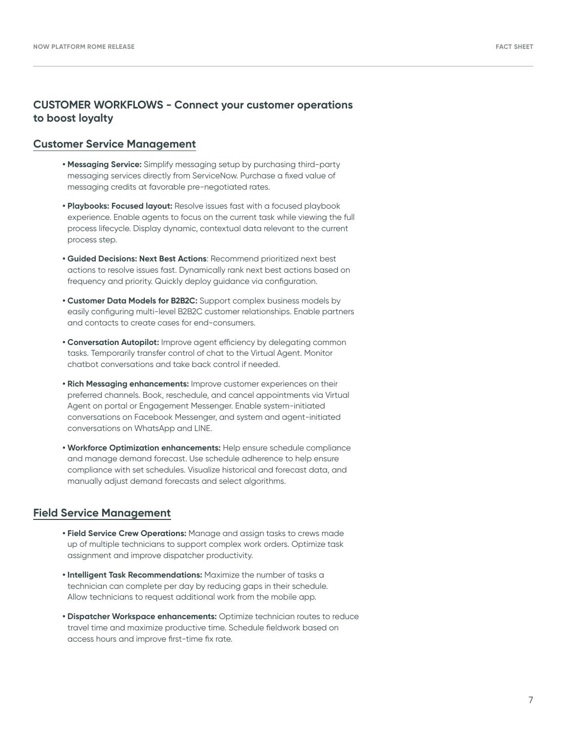## CUSTOMER WORKFLOWS - Connect your customer operations to boost loyalty

### Customer Service Management

- **Messaging Service:** Simplify messaging setup by purchasing third-party messaging services directly from ServiceNow. Purchase a fixed value of messaging credits at favorable pre-negotiated rates.
- **Playbooks: Focused layout:** Resolve issues fast with a focused playbook experience. Enable agents to focus on the current task while viewing the full process lifecycle. Display dynamic, contextual data relevant to the current process step.
- **Guided Decisions: Next Best Actions**: Recommend prioritized next best actions to resolve issues fast. Dynamically rank next best actions based on frequency and priority. Quickly deploy guidance via configuration.
- **Customer Data Models for B2B2C:** Support complex business models by easily configuring multi-level B2B2C customer relationships. Enable partners and contacts to create cases for end-consumers.
- **Conversation Autopilot:** Improve agent efficiency by delegating common tasks. Temporarily transfer control of chat to the Virtual Agent. Monitor chatbot conversations and take back control if needed.
- **Rich Messaging enhancements:** Improve customer experiences on their preferred channels. Book, reschedule, and cancel appointments via Virtual Agent on portal or Engagement Messenger. Enable system-initiated conversations on Facebook Messenger, and system and agent-initiated conversations on WhatsApp and LINE.
- **Workforce Optimization enhancements:** Help ensure schedule compliance and manage demand forecast. Use schedule adherence to help ensure compliance with set schedules. Visualize historical and forecast data, and manually adjust demand forecasts and select algorithms.

### Field Service Management

- **Field Service Crew Operations:** Manage and assign tasks to crews made up of multiple technicians to support complex work orders. Optimize task assignment and improve dispatcher productivity.
- **Intelligent Task Recommendations:** Maximize the number of tasks a technician can complete per day by reducing gaps in their schedule. Allow technicians to request additional work from the mobile app.
- **Dispatcher Workspace enhancements:** Optimize technician routes to reduce travel time and maximize productive time. Schedule fieldwork based on access hours and improve first-time fix rate.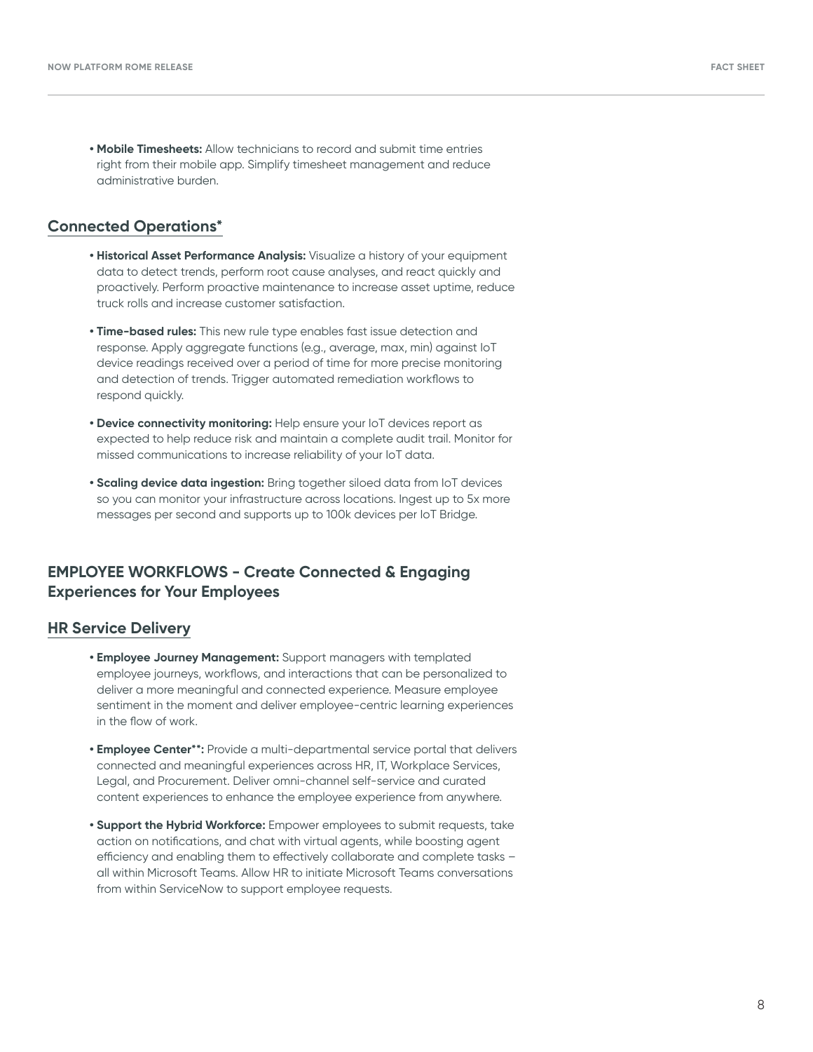- **Mobile Timesheets:** Allow technicians to record and submit time entries right from their mobile app. Simplify timesheet management and reduce administrative burden.

## Connected Operations*

- **Historical Asset Performance Analysis:** Visualize a history of your equipment data to detect trends, perform root cause analyses, and react quickly and proactively. Perform proactive maintenance to increase asset uptime, reduce truck rolls and increase customer satisfaction.
- **Time-based rules:** This new rule type enables fast issue detection and response. Apply aggregate functions (e.g., average, max, min) against IoT device readings received over a period of time for more precise monitoring and detection of trends. Trigger automated remediation workflows to respond quickly.
- **Device connectivity monitoring:** Help ensure your IoT devices report as expected to help reduce risk and maintain a complete audit trail. Monitor for missed communications to increase reliability of your IoT data.
- **Scaling device data ingestion:** Bring together siloed data from IoT devices so you can monitor your infrastructure across locations. Ingest up to 5x more messages per second and supports up to 100k devices per IoT Bridge.

# EMPLOYEE WORKFLOWS - Create Connected & Engaging Experiences for Your Employees

## HR Service Delivery

- **Employee Journey Management:** Support managers with templated employee journeys, workflows, and interactions that can be personalized to deliver a more meaningful and connected experience. Measure employee sentiment in the moment and deliver employee-centric learning experiences in the flow of work.
- **Employee Center**:** Provide a multi-departmental service portal that delivers connected and meaningful experiences across HR, IT, Workplace Services, Legal, and Procurement. Deliver omni-channel self-service and curated content experiences to enhance the employee experience from anywhere.
- **Support the Hybrid Workforce:** Empower employees to submit requests, take action on notifications, and chat with virtual agents, while boosting agent efficiency and enabling them to effectively collaborate and complete tasks – all within Microsoft Teams. Allow HR to initiate Microsoft Teams conversations from within ServiceNow to support employee requests.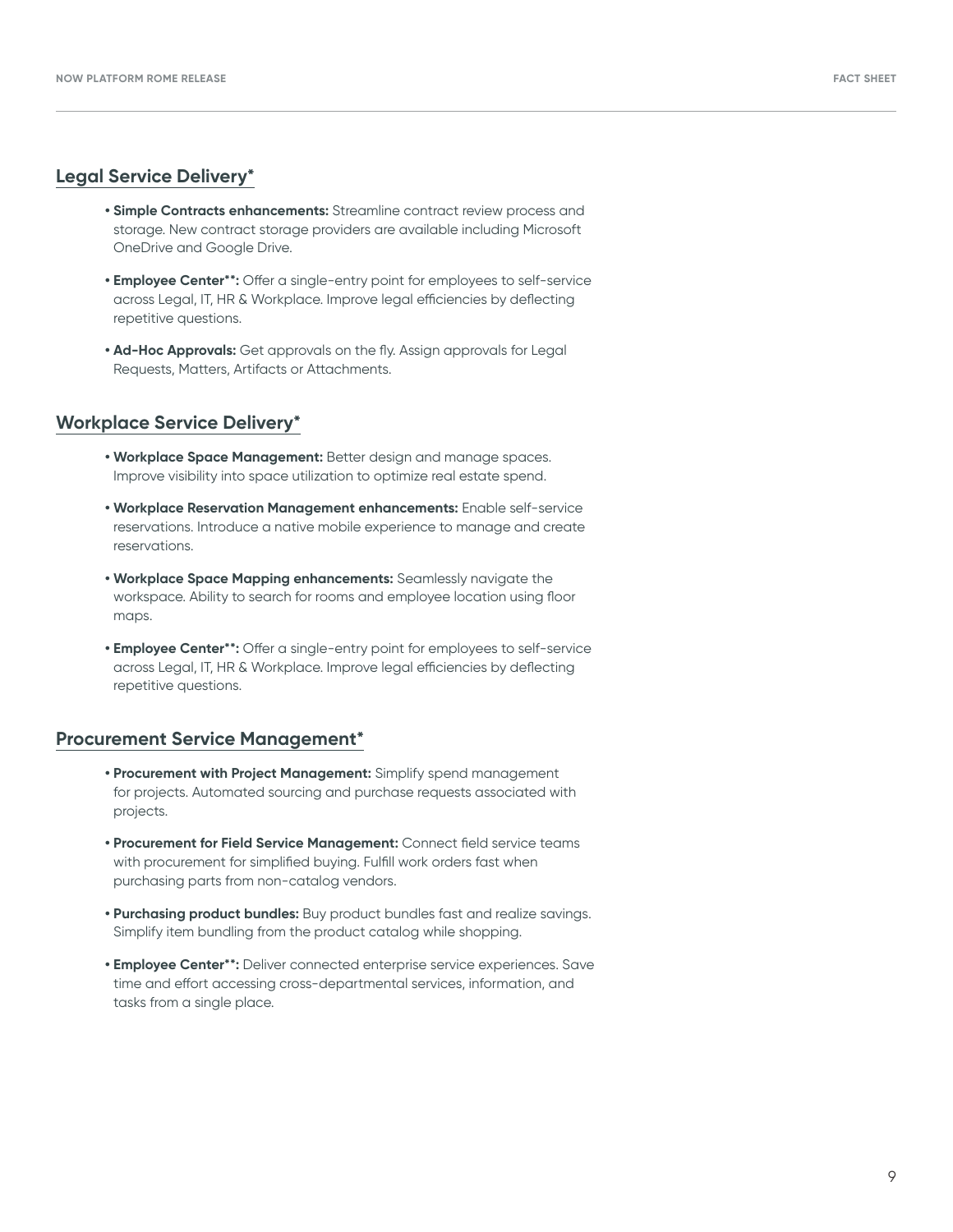## Legal Service Delivery*

- **Simple Contracts enhancements:** Streamline contract review process and storage. New contract storage providers are available including Microsoft OneDrive and Google Drive.
- **Employee Center**:** Offer a single-entry point for employees to self-service across Legal, IT, HR & Workplace. Improve legal efficiencies by deflecting repetitive questions.
- **Ad-Hoc Approvals:** Get approvals on the fly. Assign approvals for Legal Requests, Matters, Artifacts or Attachments.

## Workplace Service Delivery*

- **Workplace Space Management:** Better design and manage spaces. Improve visibility into space utilization to optimize real estate spend.
- **Workplace Reservation Management enhancements:** Enable self-service reservations. Introduce a native mobile experience to manage and create reservations.
- **Workplace Space Mapping enhancements:** Seamlessly navigate the workspace. Ability to search for rooms and employee location using floor maps.
- **Employee Center**:** Offer a single-entry point for employees to self-service across Legal, IT, HR & Workplace. Improve legal efficiencies by deflecting repetitive questions.

## Procurement Service Management*

- **Procurement with Project Management:** Simplify spend management for projects. Automated sourcing and purchase requests associated with projects.
- **Procurement for Field Service Management:** Connect field service teams with procurement for simplified buying. Fulfill work orders fast when purchasing parts from non-catalog vendors.
- **Purchasing product bundles:** Buy product bundles fast and realize savings. Simplify item bundling from the product catalog while shopping.
- **Employee Center**:** Deliver connected enterprise service experiences. Save time and effort accessing cross-departmental services, information, and tasks from a single place.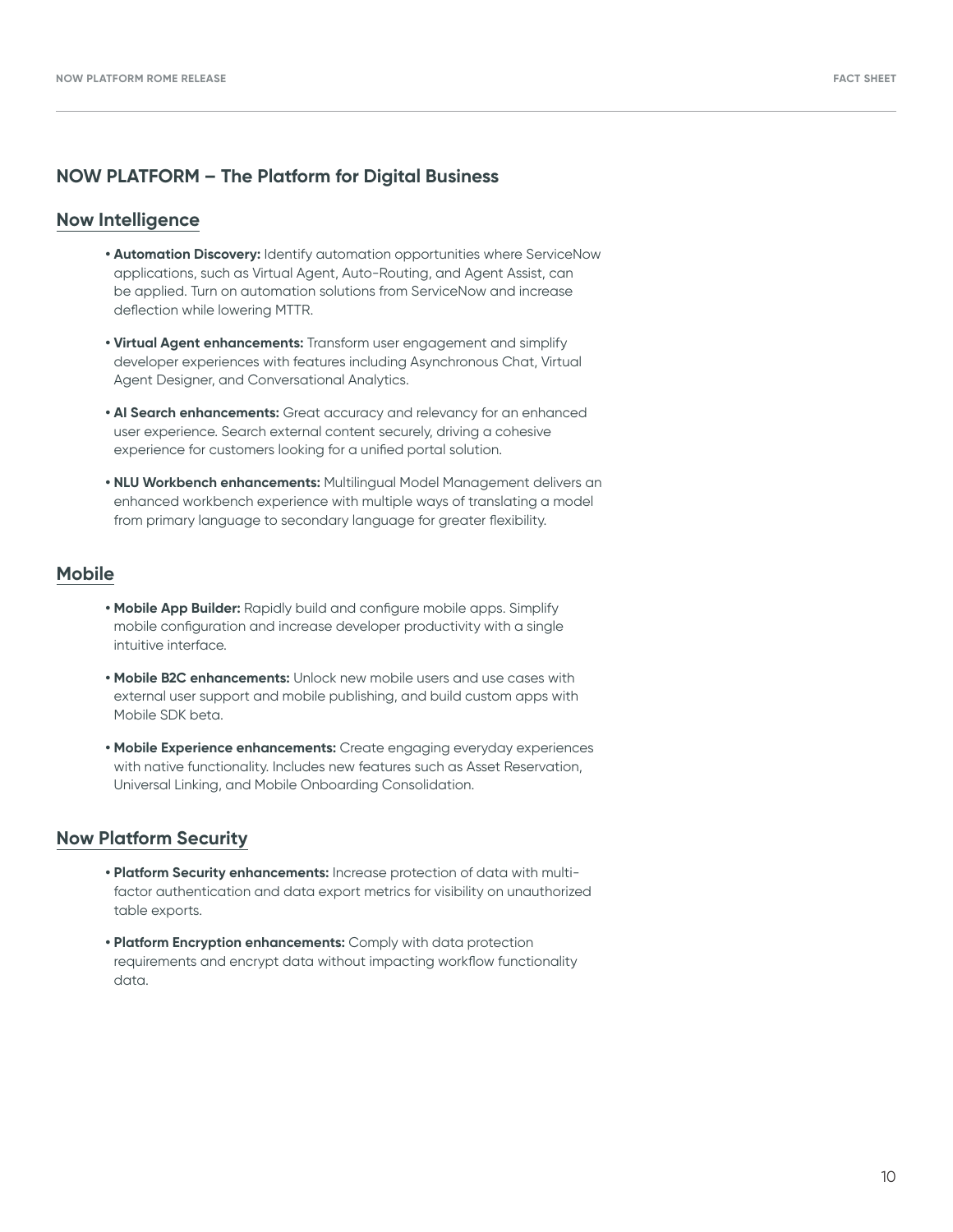## NOW PLATFORM – The Platform for Digital Business

### Now Intelligence

- **Automation Discovery:** Identify automation opportunities where ServiceNow applications, such as Virtual Agent, Auto-Routing, and Agent Assist, can be applied. Turn on automation solutions from ServiceNow and increase deflection while lowering MTTR.

- **Virtual Agent enhancements:** Transform user engagement and simplify developer experiences with features including Asynchronous Chat, Virtual Agent Designer, and Conversational Analytics.

- **AI Search enhancements:** Great accuracy and relevancy for an enhanced user experience. Search external content securely, driving a cohesive experience for customers looking for a unified portal solution.

- **NLU Workbench enhancements:** Multilingual Model Management delivers an enhanced workbench experience with multiple ways of translating a model from primary language to secondary language for greater flexibility.

### Mobile

- **Mobile App Builder:** Rapidly build and configure mobile apps. Simplify mobile configuration and increase developer productivity with a single intuitive interface.

- **Mobile B2C enhancements:** Unlock new mobile users and use cases with external user support and mobile publishing, and build custom apps with Mobile SDK beta.

- **Mobile Experience enhancements:** Create engaging everyday experiences with native functionality. Includes new features such as Asset Reservation, Universal Linking, and Mobile Onboarding Consolidation.

### Now Platform Security

- **Platform Security enhancements:** Increase protection of data with multi-factor authentication and data export metrics for visibility on unauthorized table exports.

- **Platform Encryption enhancements:** Comply with data protection requirements and encrypt data without impacting workflow functionality data.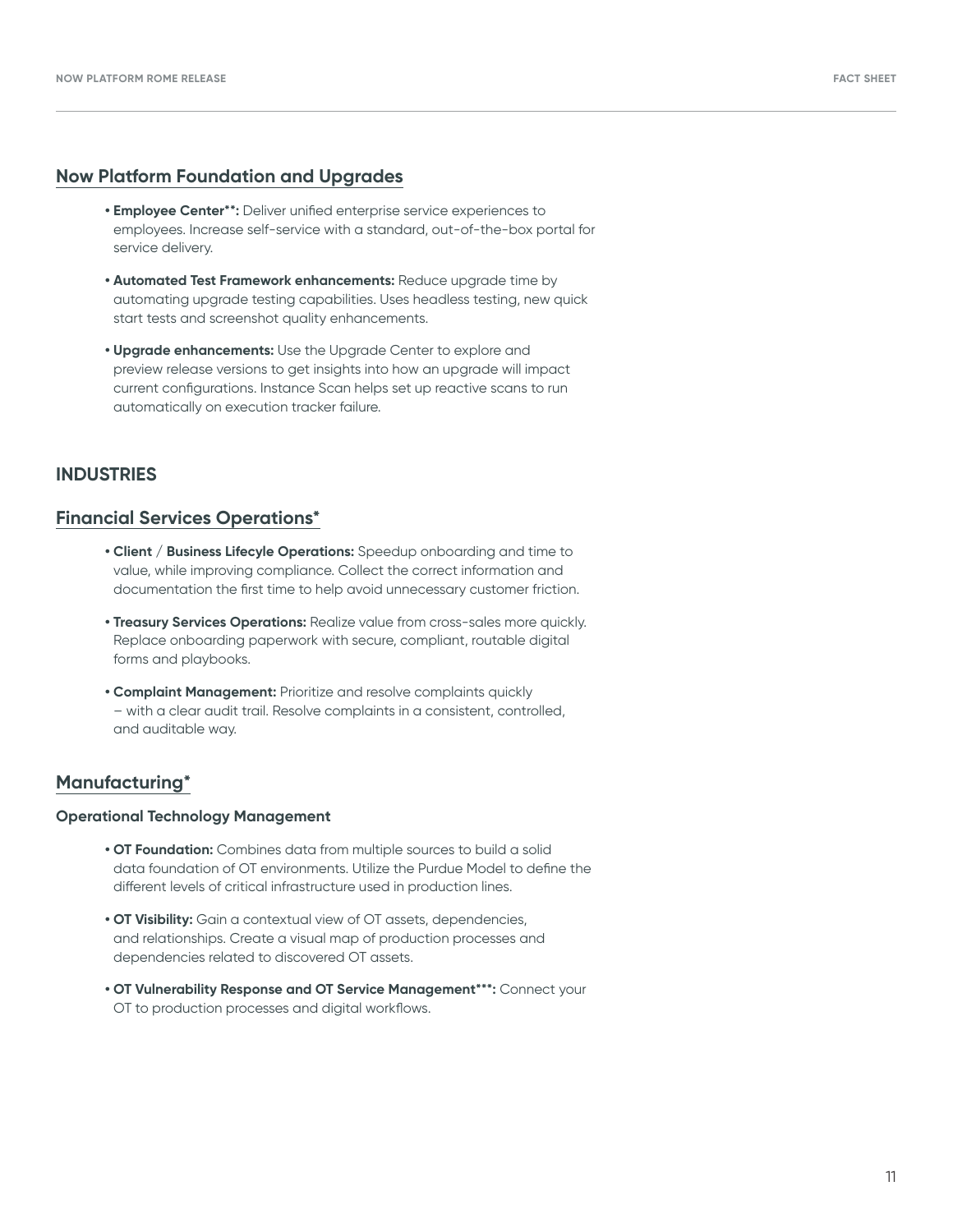## Now Platform Foundation and Upgrades

- **Employee Center**:** Deliver unified enterprise service experiences to employees. Increase self-service with a standard, out-of-the-box portal for service delivery.
- **Automated Test Framework enhancements:** Reduce upgrade time by automating upgrade testing capabilities. Uses headless testing, new quick start tests and screenshot quality enhancements.
- **Upgrade enhancements:** Use the Upgrade Center to explore and preview release versions to get insights into how an upgrade will impact current configurations. Instance Scan helps set up reactive scans to run automatically on execution tracker failure.

# INDUSTRIES

## Financial Services Operations*

- **Client** / **Business Lifecyle Operations:** Speedup onboarding and time to value, while improving compliance. Collect the correct information and documentation the first time to help avoid unnecessary customer friction.
- **Treasury Services Operations:** Realize value from cross-sales more quickly. Replace onboarding paperwork with secure, compliant, routable digital forms and playbooks.
- **Complaint Management:** Prioritize and resolve complaints quickly – with a clear audit trail. Resolve complaints in a consistent, controlled, and auditable way.

## Manufacturing*

### Operational Technology Management

- **OT Foundation:** Combines data from multiple sources to build a solid data foundation of OT environments. Utilize the Purdue Model to define the different levels of critical infrastructure used in production lines.
- **OT Visibility:** Gain a contextual view of OT assets, dependencies, and relationships. Create a visual map of production processes and dependencies related to discovered OT assets.
- **OT Vulnerability Response and OT Service Management***:** Connect your OT to production processes and digital workflows.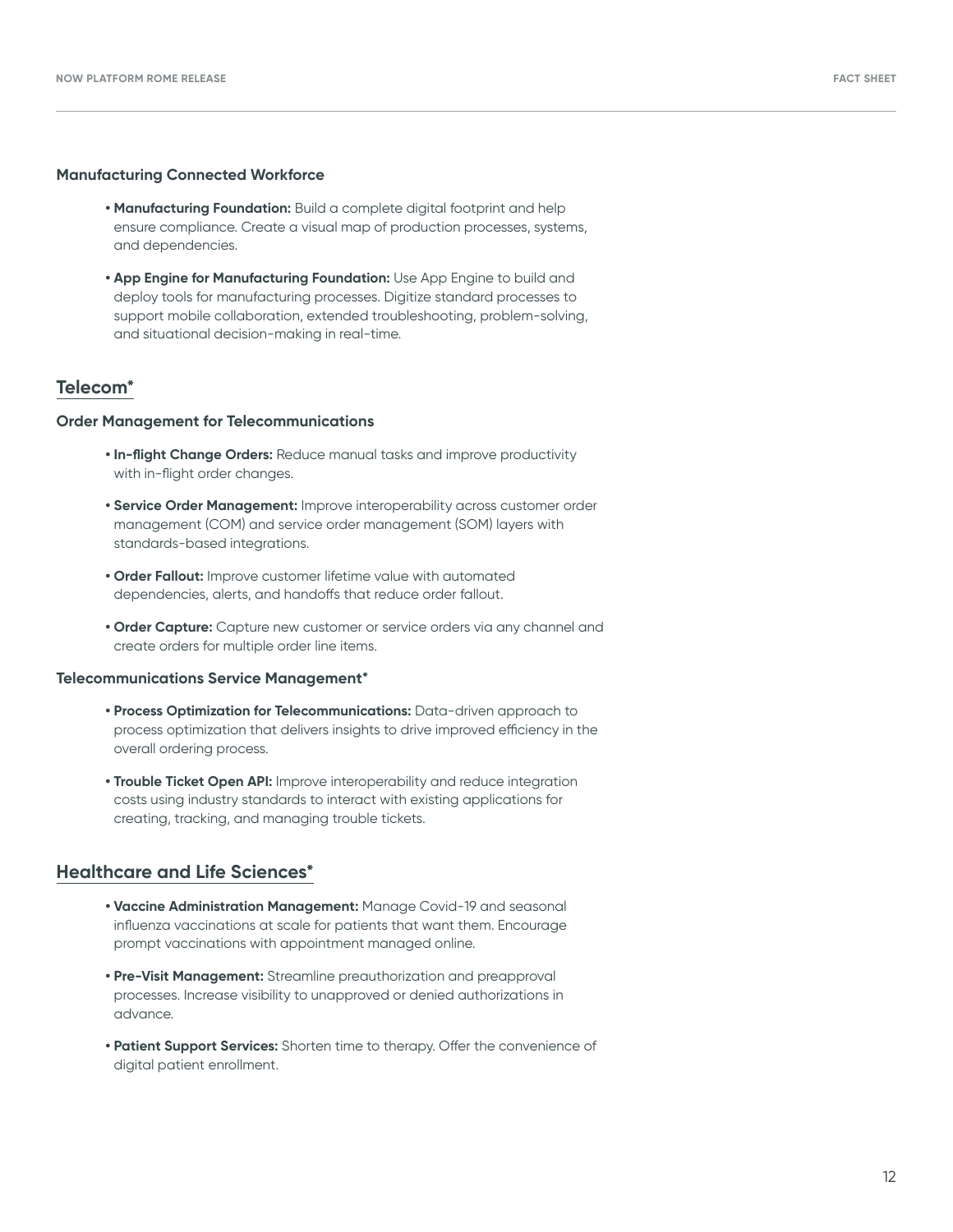### Manufacturing Connected Workforce

- **Manufacturing Foundation:** Build a complete digital footprint and help ensure compliance. Create a visual map of production processes, systems, and dependencies.
- **App Engine for Manufacturing Foundation:** Use App Engine to build and deploy tools for manufacturing processes. Digitize standard processes to support mobile collaboration, extended troubleshooting, problem-solving, and situational decision-making in real-time.

## Telecom*

### Order Management for Telecommunications

- **In-flight Change Orders:** Reduce manual tasks and improve productivity with in-flight order changes.
- **Service Order Management:** Improve interoperability across customer order management (COM) and service order management (SOM) layers with standards-based integrations.
- **Order Fallout:** Improve customer lifetime value with automated dependencies, alerts, and handoffs that reduce order fallout.
- **Order Capture:** Capture new customer or service orders via any channel and create orders for multiple order line items.

### Telecommunications Service Management*

- **Process Optimization for Telecommunications:** Data-driven approach to process optimization that delivers insights to drive improved efficiency in the overall ordering process.
- **Trouble Ticket Open API:** Improve interoperability and reduce integration costs using industry standards to interact with existing applications for creating, tracking, and managing trouble tickets.

## Healthcare and Life Sciences*

- **Vaccine Administration Management:** Manage Covid-19 and seasonal influenza vaccinations at scale for patients that want them. Encourage prompt vaccinations with appointment managed online.
- **Pre-Visit Management:** Streamline preauthorization and preapproval processes. Increase visibility to unapproved or denied authorizations in advance.
- **Patient Support Services:** Shorten time to therapy. Offer the convenience of digital patient enrollment.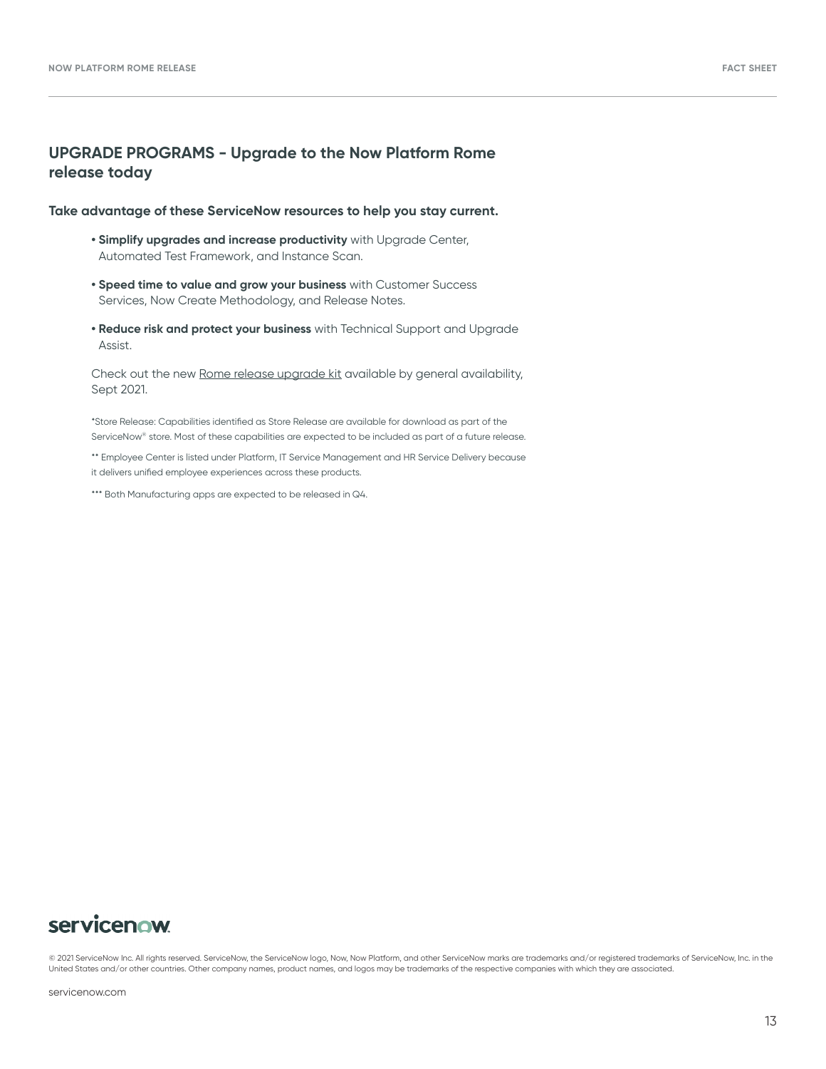## UPGRADE PROGRAMS - Upgrade to the Now Platform Rome release today

**Take advantage of these ServiceNow resources to help you stay current.**

- **Simplify upgrades and increase productivity** with Upgrade Center, Automated Test Framework, and Instance Scan.
- **Speed time to value and grow your business** with Customer Success Services, Now Create Methodology, and Release Notes.
- **Reduce risk and protect your business** with Technical Support and Upgrade Assist.

Check out the new Rome release upgrade kit available by general availability, Sept 2021.

*Store Release: Capabilities identified as Store Release are available for download as part of the ServiceNow® store. Most of these capabilities are expected to be included as part of a future release.

** Employee Center is listed under Platform, IT Service Management and HR Service Delivery because it delivers unified employee experiences across these products.

*** Both Manufacturing apps are expected to be released in Q4.

servicenow

© 2021 ServiceNow Inc. All rights reserved. ServiceNow, the ServiceNow logo, Now, Now Platform, and other ServiceNow marks are trademarks and/or registered trademarks of ServiceNow, Inc. in the United States and/or other countries. Other company names, product names, and logos may be trademarks of the respective companies with which they are associated.

servicenow.com